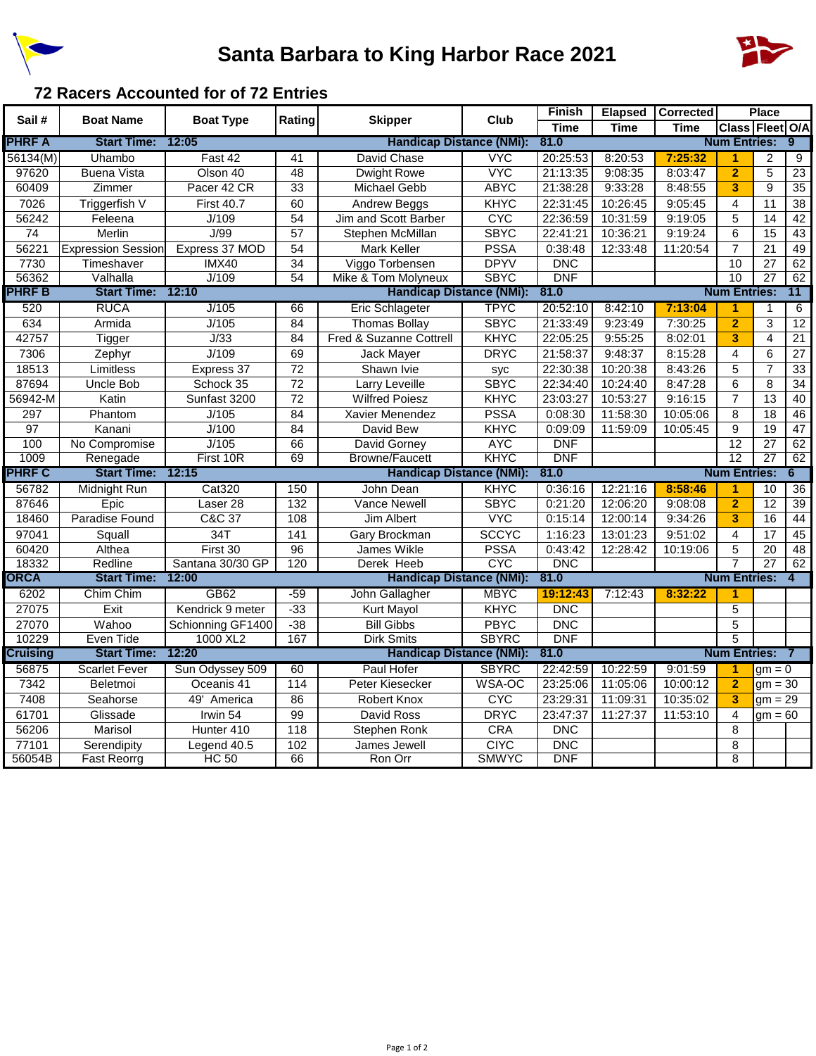# Santa Barbara to King Harbor Race 2021

## 72 Racers Accounted for of 72 Entries

| Sail # | Boat Name | Boat Type | Rating | Skipper | Club | Finish Time | Elapsed Time | Corrected Time | Place Class | Place Fleet | Place O/A |
|---|---|---|---|---|---|---|---|---|---|---|---|
| **PHRF A** | **Start Time:** | **12:05** | | **Handicap Distance (NMi):** | | **81.0** | | | **Num Entries:** | | **9** |
| 56134(M) | Uhambo | Fast 42 | 41 | David Chase | VYC | 20:25:53 | 8:20:53 | 7:25:32 | 1 | 2 | 9 |
| 97620 | Buena Vista | Olson 40 | 48 | Dwight Rowe | VYC | 21:13:35 | 9:08:35 | 8:03:47 | 2 | 5 | 23 |
| 60409 | Zimmer | Pacer 42 CR | 33 | Michael Gebb | ABYC | 21:38:28 | 9:33:28 | 8:48:55 | 3 | 9 | 35 |
| 7026 | Triggerfish V | First 40.7 | 60 | Andrew Beggs | KHYC | 22:31:45 | 10:26:45 | 9:05:45 | 4 | 11 | 38 |
| 56242 | Feleena | J/109 | 54 | Jim and Scott Barber | CYC | 22:36:59 | 10:31:59 | 9:19:05 | 5 | 14 | 42 |
| 74 | Merlin | J/99 | 57 | Stephen McMillan | SBYC | 22:41:21 | 10:36:21 | 9:19:24 | 6 | 15 | 43 |
| 56221 | Expression Session | Express 37 MOD | 54 | Mark Keller | PSSA | 0:38:48 | 12:33:48 | 11:20:54 | 7 | 21 | 49 |
| 7730 | Timeshaver | IMX40 | 34 | Viggo Torbensen | DPYV | DNC | | | 10 | 27 | 62 |
| 56362 | Valhalla | J/109 | 54 | Mike & Tom Molyneux | SBYC | DNF | | | 10 | 27 | 62 |
| **PHRF B** | **Start Time:** | **12:10** | | **Handicap Distance (NMi):** | | **81.0** | | | **Num Entries:** | | **11** |
| 520 | RUCA | J/105 | 66 | Eric Schlageter | TPYC | 20:52:10 | 8:42:10 | 7:13:04 | 1 | 1 | 6 |
| 634 | Armida | J/105 | 84 | Thomas Bollay | SBYC | 21:33:49 | 9:23:49 | 7:30:25 | 2 | 3 | 12 |
| 42757 | Tigger | J/33 | 84 | Fred & Suzanne Cottrell | KHYC | 22:05:25 | 9:55:25 | 8:02:01 | 3 | 4 | 21 |
| 7306 | Zephyr | J/109 | 69 | Jack Mayer | DRYC | 21:58:37 | 9:48:37 | 8:15:28 | 4 | 6 | 27 |
| 18513 | Limitless | Express 37 | 72 | Shawn Ivie | syc | 22:30:38 | 10:20:38 | 8:43:26 | 5 | 7 | 33 |
| 87694 | Uncle Bob | Schock 35 | 72 | Larry Leveille | SBYC | 22:34:40 | 10:24:40 | 8:47:28 | 6 | 8 | 34 |
| 56942-M | Katin | Sunfast 3200 | 72 | Wilfred Poiesz | KHYC | 23:03:27 | 10:53:27 | 9:16:15 | 7 | 13 | 40 |
| 297 | Phantom | J/105 | 84 | Xavier Menendez | PSSA | 0:08:30 | 11:58:30 | 10:05:06 | 8 | 18 | 46 |
| 97 | Kanani | J/100 | 84 | David Bew | KHYC | 0:09:09 | 11:59:09 | 10:05:45 | 9 | 19 | 47 |
| 100 | No Compromise | J/105 | 66 | David Gorney | AYC | DNF | | | 12 | 27 | 62 |
| 1009 | Renegade | First 10R | 69 | Browne/Faucett | KHYC | DNF | | | 12 | 27 | 62 |
| **PHRF C** | **Start Time:** | **12:15** | | **Handicap Distance (NMi):** | | **81.0** | | | **Num Entries:** | | **6** |
| 56782 | Midnight Run | Cat320 | 150 | John Dean | KHYC | 0:36:16 | 12:21:16 | 8:58:46 | 1 | 10 | 36 |
| 87646 | Epic | Laser 28 | 132 | Vance Newell | SBYC | 0:21:20 | 12:06:20 | 9:08:08 | 2 | 12 | 39 |
| 18460 | Paradise Found | C&C 37 | 108 | Jim Albert | VYC | 0:15:14 | 12:00:14 | 9:34:26 | 3 | 16 | 44 |
| 97041 | Squall | 34T | 141 | Gary Brockman | SCCYC | 1:16:23 | 13:01:23 | 9:51:02 | 4 | 17 | 45 |
| 60420 | Althea | First 30 | 96 | James Wikle | PSSA | 0:43:42 | 12:28:42 | 10:19:06 | 5 | 20 | 48 |
| 18332 | Redline | Santana 30/30 GP | 120 | Derek Heeb | CYC | DNC | | | 7 | 27 | 62 |
| **ORCA** | **Start Time:** | **12:00** | | **Handicap Distance (NMi):** | | **81.0** | | | **Num Entries:** | | **4** |
| 6202 | Chim Chim | GB62 | -59 | John Gallagher | MBYC | 19:12:43 | 7:12:43 | 8:32:22 | 1 | | |
| 27075 | Exit | Kendrick 9 meter | -33 | Kurt Mayol | KHYC | DNC | | | 5 | | |
| 27070 | Wahoo | Schionning GF1400 | -38 | Bill Gibbs | PBYC | DNC | | | 5 | | |
| 10229 | Even Tide | 1000 XL2 | 167 | Dirk Smits | SBYRC | DNF | | | 5 | | |
| **Cruising** | **Start Time:** | **12:20** | | **Handicap Distance (NMi):** | | **81.0** | | | **Num Entries:** | | **7** |
| 56875 | Scarlet Fever | Sun Odyssey 509 | 60 | Paul Hofer | SBYRC | 22:42:59 | 10:22:59 | 9:01:59 | 1 | gm = 0 | |
| 7342 | Beletmoi | Oceanis 41 | 114 | Peter Kiesecker | WSA-OC | 23:25:06 | 11:05:06 | 10:00:12 | 2 | gm = 30 | |
| 7408 | Seahorse | 49' America | 86 | Robert Knox | CYC | 23:29:31 | 11:09:31 | 10:35:02 | 3 | gm = 29 | |
| 61701 | Glissade | Irwin 54 | 99 | David Ross | DRYC | 23:47:37 | 11:27:37 | 11:53:10 | 4 | gm = 60 | |
| 56206 | Marisol | Hunter 410 | 118 | Stephen Ronk | CRA | DNC | | | 8 | | |
| 77101 | Serendipity | Legend 40.5 | 102 | James Jewell | CIYC | DNC | | | 8 | | |
| 56054B | Fast Reorrg | HC 50 | 66 | Ron Orr | SMWYC | DNF | | | 8 | | |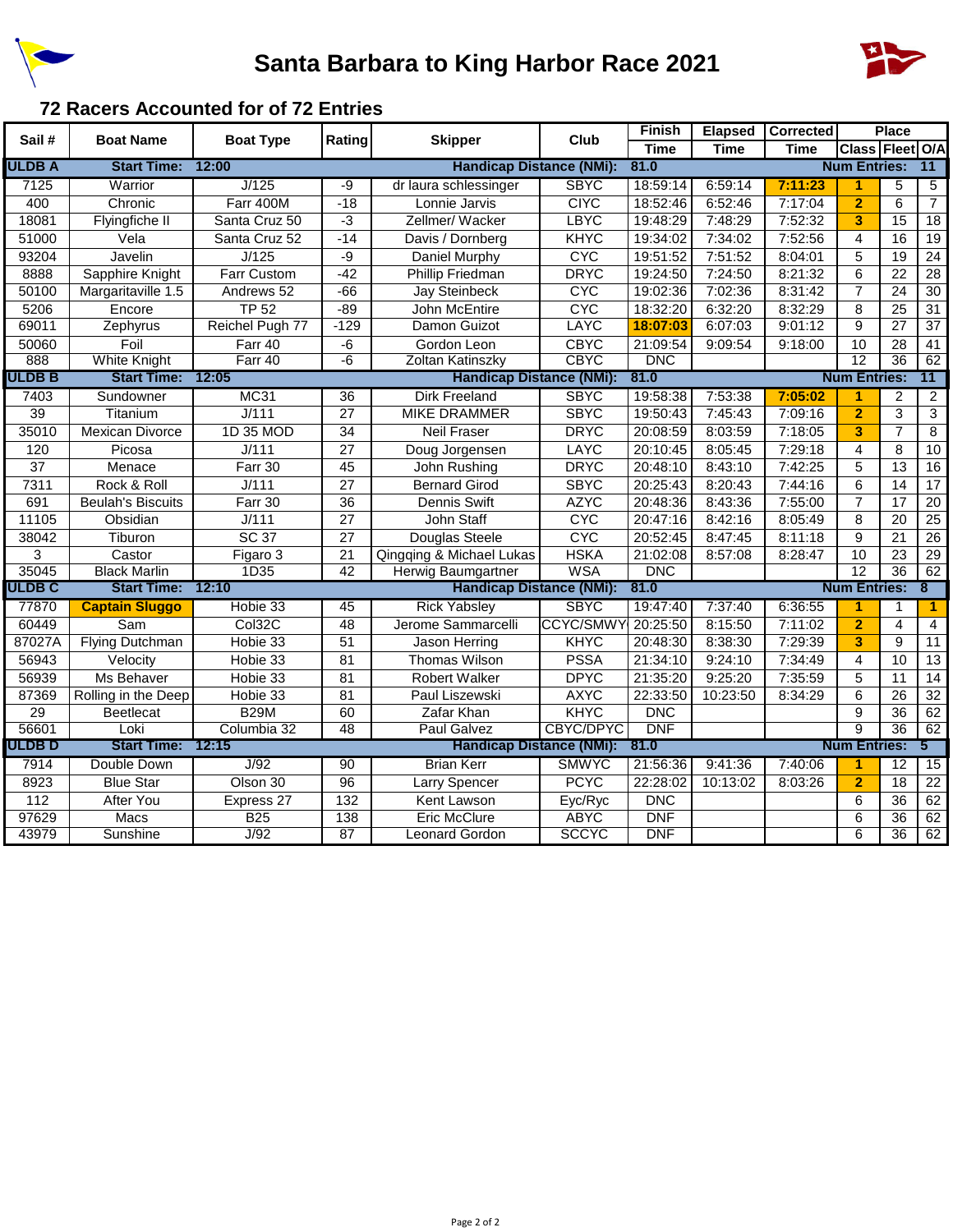# Santa Barbara to King Harbor Race 2021

## 72 Racers Accounted for of 72 Entries

| Sail # | Boat Name | Boat Type | Rating | Skipper | Club | Finish Time | Elapsed Time | Corrected Time | Place Class | Place Fleet | Place O/A |
|---|---|---|---|---|---|---|---|---|---|---|---|
| **ULDB A** | **Start Time:** | **12:00** | | | **Handicap Distance (NMi):** | **81.0** | | **Num Entries:** | | | **11** |
| 7125 | Warrior | J/125 | -9 | dr laura schlessinger | SBYC | 18:59:14 | 6:59:14 | 7:11:23 | 1 | 5 | 5 |
| 400 | Chronic | Farr 400M | -18 | Lonnie Jarvis | CIYC | 18:52:46 | 6:52:46 | 7:17:04 | 2 | 6 | 7 |
| 18081 | Flyingfiche II | Santa Cruz 50 | -3 | Zellmer/ Wacker | LBYC | 19:48:29 | 7:48:29 | 7:52:32 | 3 | 15 | 18 |
| 51000 | Vela | Santa Cruz 52 | -14 | Davis / Dornberg | KHYC | 19:34:02 | 7:34:02 | 7:52:56 | 4 | 16 | 19 |
| 93204 | Javelin | J/125 | -9 | Daniel Murphy | CYC | 19:51:52 | 7:51:52 | 8:04:01 | 5 | 19 | 24 |
| 8888 | Sapphire Knight | Farr Custom | -42 | Phillip Friedman | DRYC | 19:24:50 | 7:24:50 | 8:21:32 | 6 | 22 | 28 |
| 50100 | Margaritaville 1.5 | Andrews 52 | -66 | Jay Steinbeck | CYC | 19:02:36 | 7:02:36 | 8:31:42 | 7 | 24 | 30 |
| 5206 | Encore | TP 52 | -89 | John McEntire | CYC | 18:32:20 | 6:32:20 | 8:32:29 | 8 | 25 | 31 |
| 69011 | Zephyrus | Reichel Pugh 77 | -129 | Damon Guizot | LAYC | 18:07:03 | 6:07:03 | 9:01:12 | 9 | 27 | 37 |
| 50060 | Foil | Farr 40 | -6 | Gordon Leon | CBYC | 21:09:54 | 9:09:54 | 9:18:00 | 10 | 28 | 41 |
| 888 | White Knight | Farr 40 | -6 | Zoltan Katinszky | CBYC | DNC | | | 12 | 36 | 62 |
| **ULDB B** | **Start Time:** | **12:05** | | | **Handicap Distance (NMi):** | **81.0** | | **Num Entries:** | | | **11** |
| 7403 | Sundowner | MC31 | 36 | Dirk Freeland | SBYC | 19:58:38 | 7:53:38 | 7:05:02 | 1 | 2 | 2 |
| 39 | Titanium | J/111 | 27 | MIKE DRAMMER | SBYC | 19:50:43 | 7:45:43 | 7:09:16 | 2 | 3 | 3 |
| 35010 | Mexican Divorce | 1D 35 MOD | 34 | Neil Fraser | DRYC | 20:08:59 | 8:03:59 | 7:18:05 | 3 | 7 | 8 |
| 120 | Picosa | J/111 | 27 | Doug Jorgensen | LAYC | 20:10:45 | 8:05:45 | 7:29:18 | 4 | 8 | 10 |
| 37 | Menace | Farr 30 | 45 | John Rushing | DRYC | 20:48:10 | 8:43:10 | 7:42:25 | 5 | 13 | 16 |
| 7311 | Rock & Roll | J/111 | 27 | Bernard Girod | SBYC | 20:25:43 | 8:20:43 | 7:44:16 | 6 | 14 | 17 |
| 691 | Beulah's Biscuits | Farr 30 | 36 | Dennis Swift | AZYC | 20:48:36 | 8:43:36 | 7:55:00 | 7 | 17 | 20 |
| 11105 | Obsidian | J/111 | 27 | John Staff | CYC | 20:47:16 | 8:42:16 | 8:05:49 | 8 | 20 | 25 |
| 38042 | Tiburon | SC 37 | 27 | Douglas Steele | CYC | 20:52:45 | 8:47:45 | 8:11:18 | 9 | 21 | 26 |
| 3 | Castor | Figaro 3 | 21 | Qingqing & Michael Lukas | HSKA | 21:02:08 | 8:57:08 | 8:28:47 | 10 | 23 | 29 |
| 35045 | Black Marlin | 1D35 | 42 | Herwig Baumgartner | WSA | DNC | | | 12 | 36 | 62 |
| **ULDB C** | **Start Time:** | **12:10** | | | **Handicap Distance (NMi):** | **81.0** | | **Num Entries:** | | | **8** |
| 77870 | Captain Sluggo | Hobie 33 | 45 | Rick Yabsley | SBYC | 19:47:40 | 7:37:40 | 6:36:55 | 1 | 1 | 1 |
| 60449 | Sam | Col32C | 48 | Jerome Sammarcelli | CCYC/SMWY | 20:25:50 | 8:15:50 | 7:11:02 | 2 | 4 | 4 |
| 87027A | Flying Dutchman | Hobie 33 | 51 | Jason Herring | KHYC | 20:48:30 | 8:38:30 | 7:29:39 | 3 | 9 | 11 |
| 56943 | Velocity | Hobie 33 | 81 | Thomas Wilson | PSSA | 21:34:10 | 9:24:10 | 7:34:49 | 4 | 10 | 13 |
| 56939 | Ms Behaver | Hobie 33 | 81 | Robert Walker | DPYC | 21:35:20 | 9:25:20 | 7:35:59 | 5 | 11 | 14 |
| 87369 | Rolling in the Deep | Hobie 33 | 81 | Paul Liszewski | AXYC | 22:33:50 | 10:23:50 | 8:34:29 | 6 | 26 | 32 |
| 29 | Beetlecat | B29M | 60 | Zafar Khan | KHYC | DNC | | | 9 | 36 | 62 |
| 56601 | Loki | Columbia 32 | 48 | Paul Galvez | CBYC/DPYC | DNF | | | 9 | 36 | 62 |
| **ULDB D** | **Start Time:** | **12:15** | | | **Handicap Distance (NMi):** | **81.0** | | **Num Entries:** | | | **5** |
| 7914 | Double Down | J/92 | 90 | Brian Kerr | SMWYC | 21:56:36 | 9:41:36 | 7:40:06 | 1 | 12 | 15 |
| 8923 | Blue Star | Olson 30 | 96 | Larry Spencer | PCYC | 22:28:02 | 10:13:02 | 8:03:26 | 2 | 18 | 22 |
| 112 | After You | Express 27 | 132 | Kent Lawson | Eyc/Ryc | DNC | | | 6 | 36 | 62 |
| 97629 | Macs | B25 | 138 | Eric McClure | ABYC | DNF | | | 6 | 36 | 62 |
| 43979 | Sunshine | J/92 | 87 | Leonard Gordon | SCCYC | DNF | | | 6 | 36 | 62 |